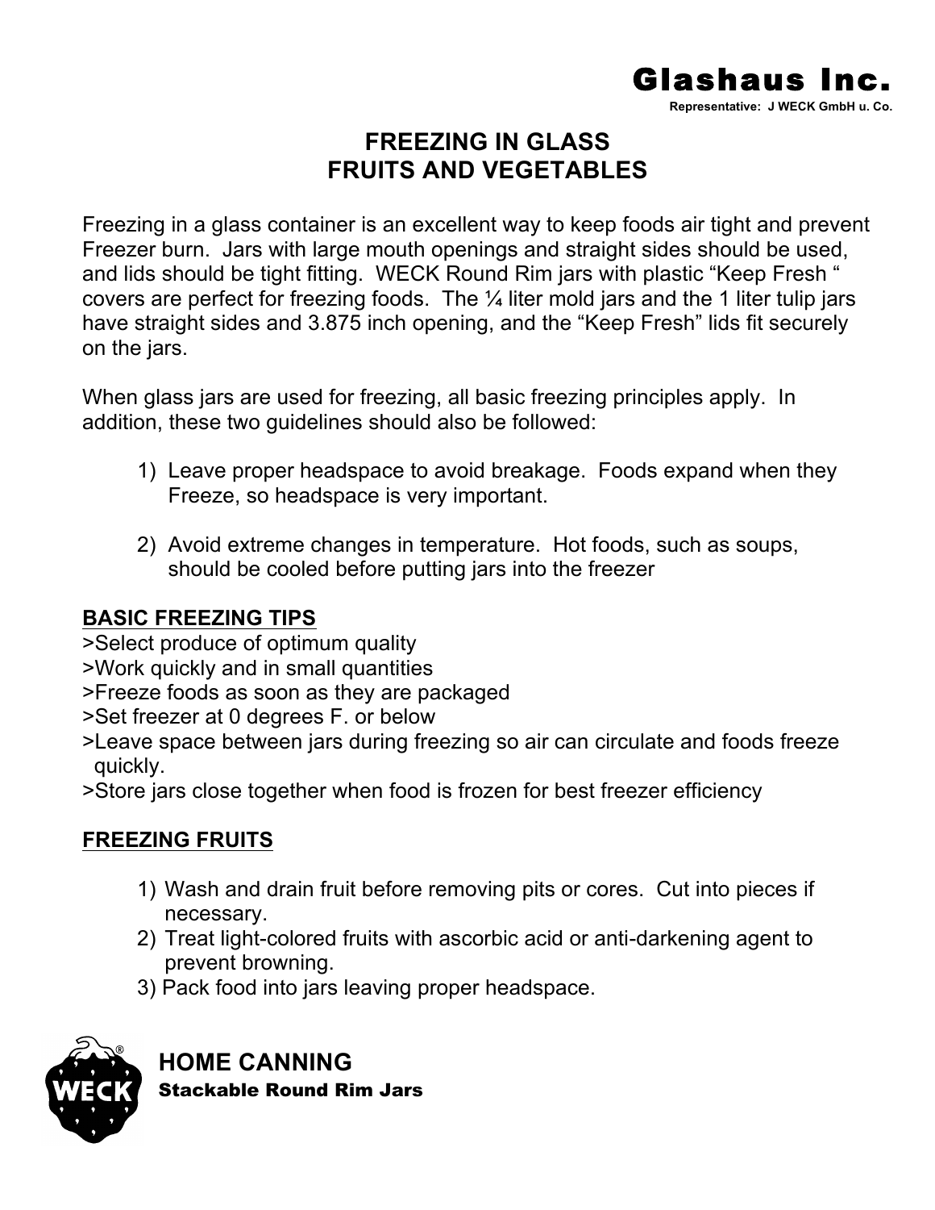**Glashaus Inc.**

**Representative: J WECK GmbH u. Co.**

# FREEZING IN GLASS
# FRUITS AND VEGETABLES

Freezing in a glass container is an excellent way to keep foods air tight and prevent Freezer burn. Jars with large mouth openings and straight sides should be used, and lids should be tight fitting. WECK Round Rim jars with plastic "Keep Fresh " covers are perfect for freezing foods. The ¼ liter mold jars and the 1 liter tulip jars have straight sides and 3.875 inch opening, and the "Keep Fresh" lids fit securely on the jars.

When glass jars are used for freezing, all basic freezing principles apply. In addition, these two guidelines should also be followed:

1) Leave proper headspace to avoid breakage. Foods expand when they Freeze, so headspace is very important.

2) Avoid extreme changes in temperature. Hot foods, such as soups, should be cooled before putting jars into the freezer

## BASIC FREEZING TIPS

>Select produce of optimum quality
>Work quickly and in small quantities
>Freeze foods as soon as they are packaged
>Set freezer at 0 degrees F. or below
>Leave space between jars during freezing so air can circulate and foods freeze quickly.
>Store jars close together when food is frozen for best freezer efficiency

## FREEZING FRUITS

1) Wash and drain fruit before removing pits or cores. Cut into pieces if necessary.
2) Treat light-colored fruits with ascorbic acid or anti-darkening agent to prevent browning.
3) Pack food into jars leaving proper headspace.

**HOME CANNING**
**Stackable Round Rim Jars**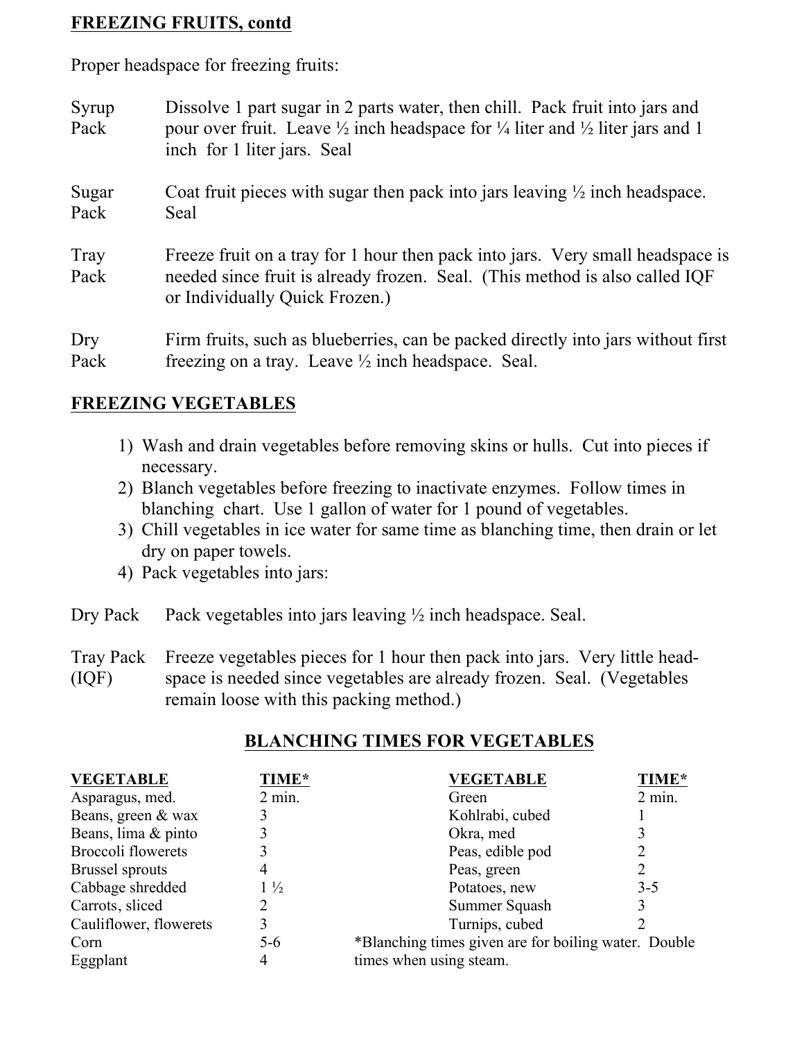## FREEZING FRUITS, contd

Proper headspace for freezing fruits:

**Syrup Pack** Dissolve 1 part sugar in 2 parts water, then chill. Pack fruit into jars and pour over fruit. Leave ½ inch headspace for ¼ liter and ½ liter jars and 1 inch for 1 liter jars. Seal

**Sugar Pack** Coat fruit pieces with sugar then pack into jars leaving ½ inch headspace. Seal

**Tray Pack** Freeze fruit on a tray for 1 hour then pack into jars. Very small headspace is needed since fruit is already frozen. Seal. (This method is also called IQF or Individually Quick Frozen.)

**Dry Pack** Firm fruits, such as blueberries, can be packed directly into jars without first freezing on a tray. Leave ½ inch headspace. Seal.

## FREEZING VEGETABLES

1) Wash and drain vegetables before removing skins or hulls. Cut into pieces if necessary.
2) Blanch vegetables before freezing to inactivate enzymes. Follow times in blanching chart. Use 1 gallon of water for 1 pound of vegetables.
3) Chill vegetables in ice water for same time as blanching time, then drain or let dry on paper towels.
4) Pack vegetables into jars:

**Dry Pack** Pack vegetables into jars leaving ½ inch headspace. Seal.

**Tray Pack (IQF)** Freeze vegetables pieces for 1 hour then pack into jars. Very little head-space is needed since vegetables are already frozen. Seal. (Vegetables remain loose with this packing method.)

## BLANCHING TIMES FOR VEGETABLES

| VEGETABLE | TIME* | VEGETABLE | TIME* |
|---|---|---|---|
| Asparagus, med. | 2 min. | Green | 2 min. |
| Beans, green & wax | 3 | Kohlrabi, cubed | 1 |
| Beans, lima & pinto | 3 | Okra, med | 3 |
| Broccoli flowerets | 3 | Peas, edible pod | 2 |
| Brussel sprouts | 4 | Peas, green | 2 |
| Cabbage shredded | 1 ½ | Potatoes, new | 3-5 |
| Carrots, sliced | 2 | Summer Squash | 3 |
| Cauliflower, flowerets | 3 | Turnips, cubed | 2 |
| Corn | 5-6 | | |
| Eggplant | 4 | | |

*Blanching times given are for boiling water. Double times when using steam.